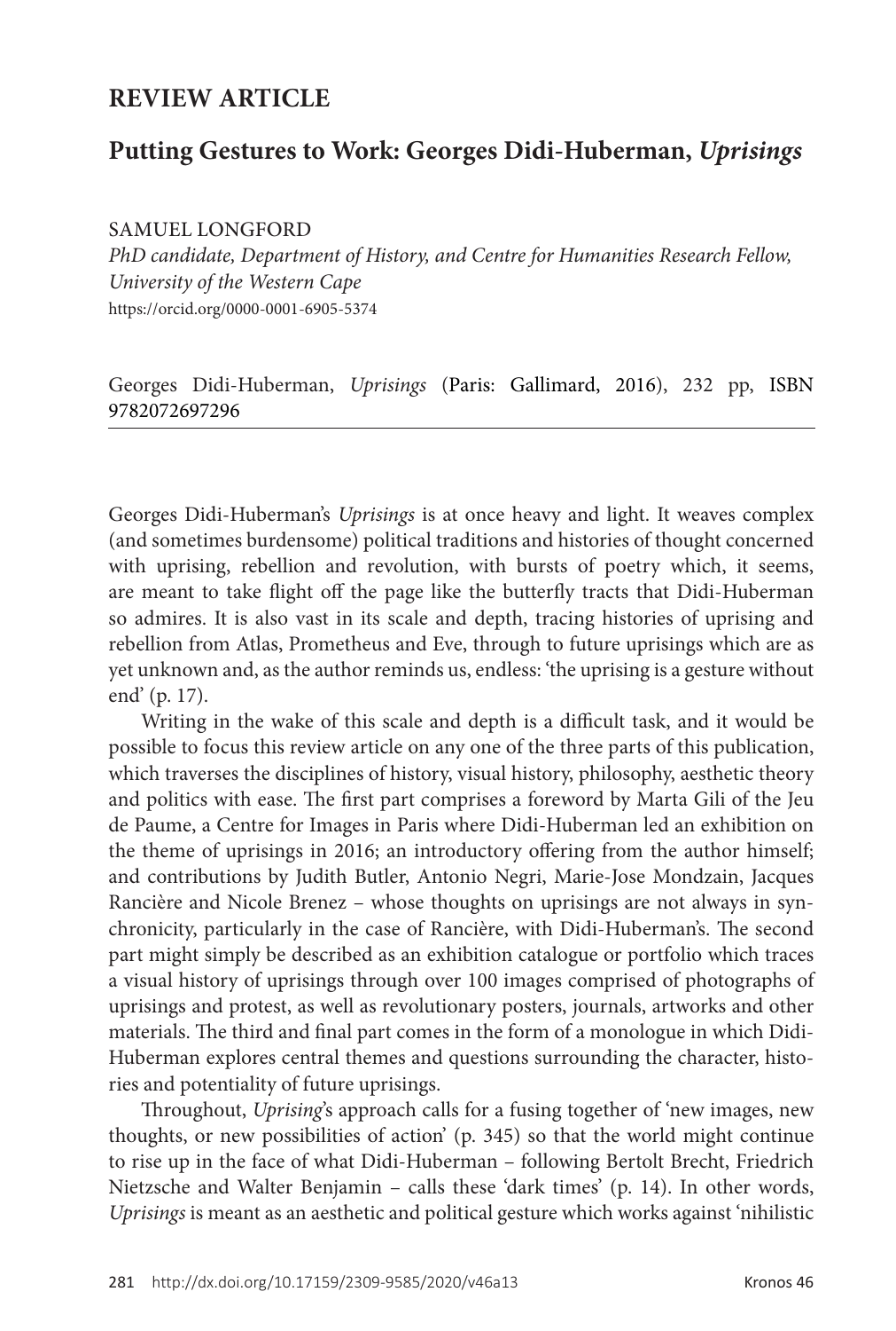# REVIEW ARTICLE

## Putting Gestures to Work: Georges Didi-Huberman, *Uprisings*

SAMUEL LONGFORD

*PhD candidate, Department of History, and Centre for Humanities Research Fellow, University of the Western Cape*

https://orcid.org/0000-0001-6905-5374

Georges Didi-Huberman, *Uprisings* (Paris: Gallimard, 2016), 232 pp, ISBN 9782072697296

---

Georges Didi-Huberman's *Uprisings* is at once heavy and light. It weaves complex (and sometimes burdensome) political traditions and histories of thought concerned with uprising, rebellion and revolution, with bursts of poetry which, it seems, are meant to take flight off the page like the butterfly tracts that Didi-Huberman so admires. It is also vast in its scale and depth, tracing histories of uprising and rebellion from Atlas, Prometheus and Eve, through to future uprisings which are as yet unknown and, as the author reminds us, endless: 'the uprising is a gesture without end' (p. 17).

Writing in the wake of this scale and depth is a difficult task, and it would be possible to focus this review article on any one of the three parts of this publication, which traverses the disciplines of history, visual history, philosophy, aesthetic theory and politics with ease. The first part comprises a foreword by Marta Gili of the Jeu de Paume, a Centre for Images in Paris where Didi-Huberman led an exhibition on the theme of uprisings in 2016; an introductory offering from the author himself; and contributions by Judith Butler, Antonio Negri, Marie-Jose Mondzain, Jacques Rancière and Nicole Brenez – whose thoughts on uprisings are not always in synchronicity, particularly in the case of Rancière, with Didi-Huberman's. The second part might simply be described as an exhibition catalogue or portfolio which traces a visual history of uprisings through over 100 images comprised of photographs of uprisings and protest, as well as revolutionary posters, journals, artworks and other materials. The third and final part comes in the form of a monologue in which Didi-Huberman explores central themes and questions surrounding the character, histories and potentiality of future uprisings.

Throughout, *Uprising*'s approach calls for a fusing together of 'new images, new thoughts, or new possibilities of action' (p. 345) so that the world might continue to rise up in the face of what Didi-Huberman – following Bertolt Brecht, Friedrich Nietzsche and Walter Benjamin – calls these 'dark times' (p. 14). In other words, *Uprisings* is meant as an aesthetic and political gesture which works against 'nihilistic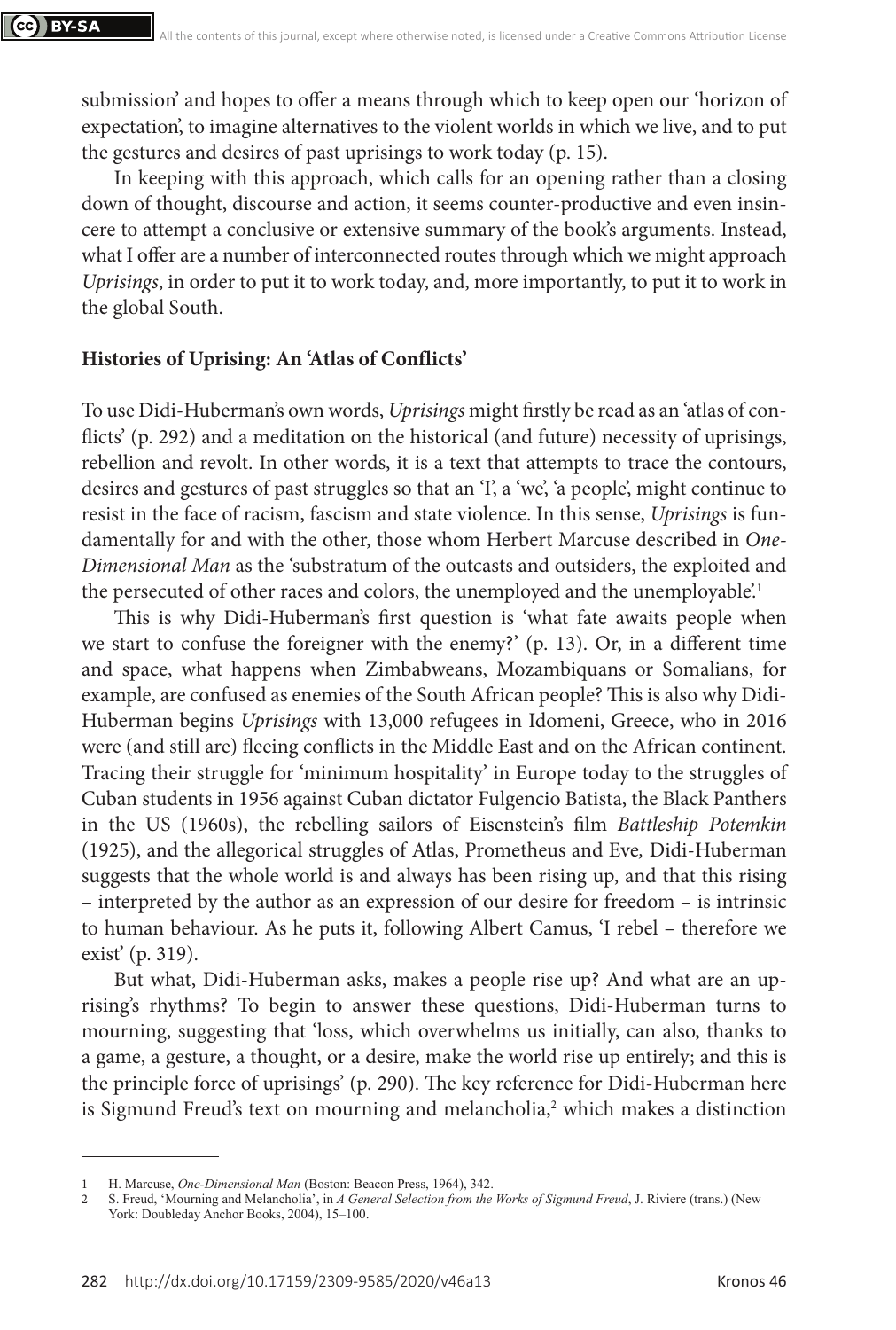submission' and hopes to offer a means through which to keep open our 'horizon of expectation', to imagine alternatives to the violent worlds in which we live, and to put the gestures and desires of past uprisings to work today (p. 15).

In keeping with this approach, which calls for an opening rather than a closing down of thought, discourse and action, it seems counter-productive and even insincere to attempt a conclusive or extensive summary of the book's arguments. Instead, what I offer are a number of interconnected routes through which we might approach *Uprisings*, in order to put it to work today, and, more importantly, to put it to work in the global South.

**Histories of Uprising: An 'Atlas of Conflicts'**

To use Didi-Huberman's own words, *Uprisings* might firstly be read as an 'atlas of conflicts' (p. 292) and a meditation on the historical (and future) necessity of uprisings, rebellion and revolt. In other words, it is a text that attempts to trace the contours, desires and gestures of past struggles so that an 'I', a 'we', 'a people', might continue to resist in the face of racism, fascism and state violence. In this sense, *Uprisings* is fundamentally for and with the other, those whom Herbert Marcuse described in *One-Dimensional Man* as the 'substratum of the outcasts and outsiders, the exploited and the persecuted of other races and colors, the unemployed and the unemployable'.[1]

This is why Didi-Huberman's first question is 'what fate awaits people when we start to confuse the foreigner with the enemy?' (p. 13). Or, in a different time and space, what happens when Zimbabweans, Mozambiquans or Somalians, for example, are confused as enemies of the South African people? This is also why Didi-Huberman begins *Uprisings* with 13,000 refugees in Idomeni, Greece, who in 2016 were (and still are) fleeing conflicts in the Middle East and on the African continent. Tracing their struggle for 'minimum hospitality' in Europe today to the struggles of Cuban students in 1956 against Cuban dictator Fulgencio Batista, the Black Panthers in the US (1960s), the rebelling sailors of Eisenstein's film *Battleship Potemkin* (1925), and the allegorical struggles of Atlas, Prometheus and Eve*,* Didi-Huberman suggests that the whole world is and always has been rising up, and that this rising – interpreted by the author as an expression of our desire for freedom – is intrinsic to human behaviour. As he puts it, following Albert Camus, 'I rebel – therefore we exist' (p. 319).

But what, Didi-Huberman asks, makes a people rise up? And what are an uprising's rhythms? To begin to answer these questions, Didi-Huberman turns to mourning, suggesting that 'loss, which overwhelms us initially, can also, thanks to a game, a gesture, a thought, or a desire, make the world rise up entirely; and this is the principle force of uprisings' (p. 290). The key reference for Didi-Huberman here is Sigmund Freud's text on mourning and melancholia,[2] which makes a distinction

---

1 H. Marcuse, *One-Dimensional Man* (Boston: Beacon Press, 1964), 342.

2 S. Freud, 'Mourning and Melancholia', in *A General Selection from the Works of Sigmund Freud*, J. Riviere (trans.) (New York: Doubleday Anchor Books, 2004), 15–100.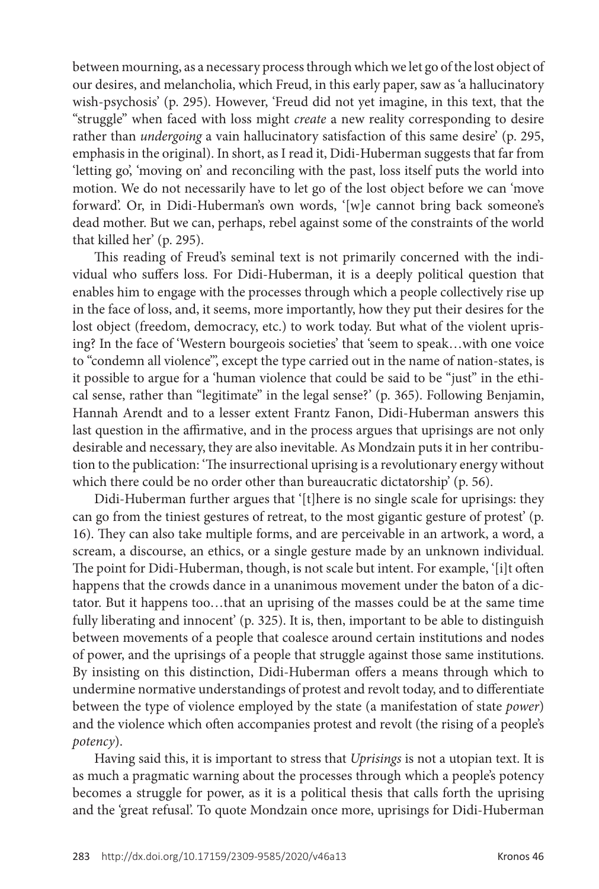between mourning, as a necessary process through which we let go of the lost object of our desires, and melancholia, which Freud, in this early paper, saw as 'a hallucinatory wish-psychosis' (p. 295). However, 'Freud did not yet imagine, in this text, that the "struggle" when faced with loss might *create* a new reality corresponding to desire rather than *undergoing* a vain hallucinatory satisfaction of this same desire' (p. 295, emphasis in the original). In short, as I read it, Didi-Huberman suggests that far from 'letting go', 'moving on' and reconciling with the past, loss itself puts the world into motion. We do not necessarily have to let go of the lost object before we can 'move forward'. Or, in Didi-Huberman's own words, '[w]e cannot bring back someone's dead mother. But we can, perhaps, rebel against some of the constraints of the world that killed her' (p. 295).

This reading of Freud's seminal text is not primarily concerned with the individual who suffers loss. For Didi-Huberman, it is a deeply political question that enables him to engage with the processes through which a people collectively rise up in the face of loss, and, it seems, more importantly, how they put their desires for the lost object (freedom, democracy, etc.) to work today. But what of the violent uprising? In the face of 'Western bourgeois societies' that 'seem to speak…with one voice to "condemn all violence"', except the type carried out in the name of nation-states, is it possible to argue for a 'human violence that could be said to be "just" in the ethical sense, rather than "legitimate" in the legal sense?' (p. 365). Following Benjamin, Hannah Arendt and to a lesser extent Frantz Fanon, Didi-Huberman answers this last question in the affirmative, and in the process argues that uprisings are not only desirable and necessary, they are also inevitable. As Mondzain puts it in her contribution to the publication: 'The insurrectional uprising is a revolutionary energy without which there could be no order other than bureaucratic dictatorship' (p. 56).

Didi-Huberman further argues that '[t]here is no single scale for uprisings: they can go from the tiniest gestures of retreat, to the most gigantic gesture of protest' (p. 16). They can also take multiple forms, and are perceivable in an artwork, a word, a scream, a discourse, an ethics, or a single gesture made by an unknown individual. The point for Didi-Huberman, though, is not scale but intent. For example, '[i]t often happens that the crowds dance in a unanimous movement under the baton of a dictator. But it happens too…that an uprising of the masses could be at the same time fully liberating and innocent' (p. 325). It is, then, important to be able to distinguish between movements of a people that coalesce around certain institutions and nodes of power, and the uprisings of a people that struggle against those same institutions. By insisting on this distinction, Didi-Huberman offers a means through which to undermine normative understandings of protest and revolt today, and to differentiate between the type of violence employed by the state (a manifestation of state *power*) and the violence which often accompanies protest and revolt (the rising of a people's *potency*).

Having said this, it is important to stress that *Uprisings* is not a utopian text. It is as much a pragmatic warning about the processes through which a people's potency becomes a struggle for power, as it is a political thesis that calls forth the uprising and the 'great refusal'. To quote Mondzain once more, uprisings for Didi-Huberman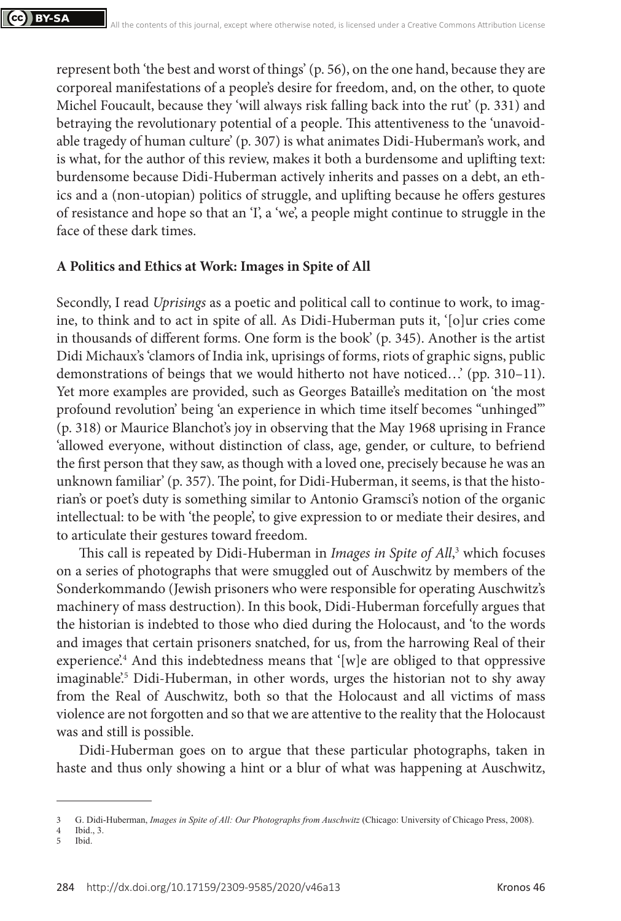represent both 'the best and worst of things' (p. 56), on the one hand, because they are corporeal manifestations of a people's desire for freedom, and, on the other, to quote Michel Foucault, because they 'will always risk falling back into the rut' (p. 331) and betraying the revolutionary potential of a people. This attentiveness to the 'unavoidable tragedy of human culture' (p. 307) is what animates Didi-Huberman's work, and is what, for the author of this review, makes it both a burdensome and uplifting text: burdensome because Didi-Huberman actively inherits and passes on a debt, an ethics and a (non-utopian) politics of struggle, and uplifting because he offers gestures of resistance and hope so that an 'I', a 'we', a people might continue to struggle in the face of these dark times.

## A Politics and Ethics at Work: Images in Spite of All

Secondly, I read *Uprisings* as a poetic and political call to continue to work, to imagine, to think and to act in spite of all. As Didi-Huberman puts it, '[o]ur cries come in thousands of different forms. One form is the book' (p. 345). Another is the artist Didi Michaux's 'clamors of India ink, uprisings of forms, riots of graphic signs, public demonstrations of beings that we would hitherto not have noticed…' (pp. 310–11). Yet more examples are provided, such as Georges Bataille's meditation on 'the most profound revolution' being 'an experience in which time itself becomes "unhinged"' (p. 318) or Maurice Blanchot's joy in observing that the May 1968 uprising in France 'allowed everyone, without distinction of class, age, gender, or culture, to befriend the first person that they saw, as though with a loved one, precisely because he was an unknown familiar' (p. 357). The point, for Didi-Huberman, it seems, is that the historian's or poet's duty is something similar to Antonio Gramsci's notion of the organic intellectual: to be with 'the people', to give expression to or mediate their desires, and to articulate their gestures toward freedom.

This call is repeated by Didi-Huberman in *Images in Spite of All*,[3] which focuses on a series of photographs that were smuggled out of Auschwitz by members of the Sonderkommando (Jewish prisoners who were responsible for operating Auschwitz's machinery of mass destruction). In this book, Didi-Huberman forcefully argues that the historian is indebted to those who died during the Holocaust, and 'to the words and images that certain prisoners snatched, for us, from the harrowing Real of their experience'.[4] And this indebtedness means that '[w]e are obliged to that oppressive imaginable'.[5] Didi-Huberman, in other words, urges the historian not to shy away from the Real of Auschwitz, both so that the Holocaust and all victims of mass violence are not forgotten and so that we are attentive to the reality that the Holocaust was and still is possible.

Didi-Huberman goes on to argue that these particular photographs, taken in haste and thus only showing a hint or a blur of what was happening at Auschwitz,

---

3 G. Didi-Huberman, *Images in Spite of All: Our Photographs from Auschwitz* (Chicago: University of Chicago Press, 2008).

4 Ibid., 3.

5 Ibid.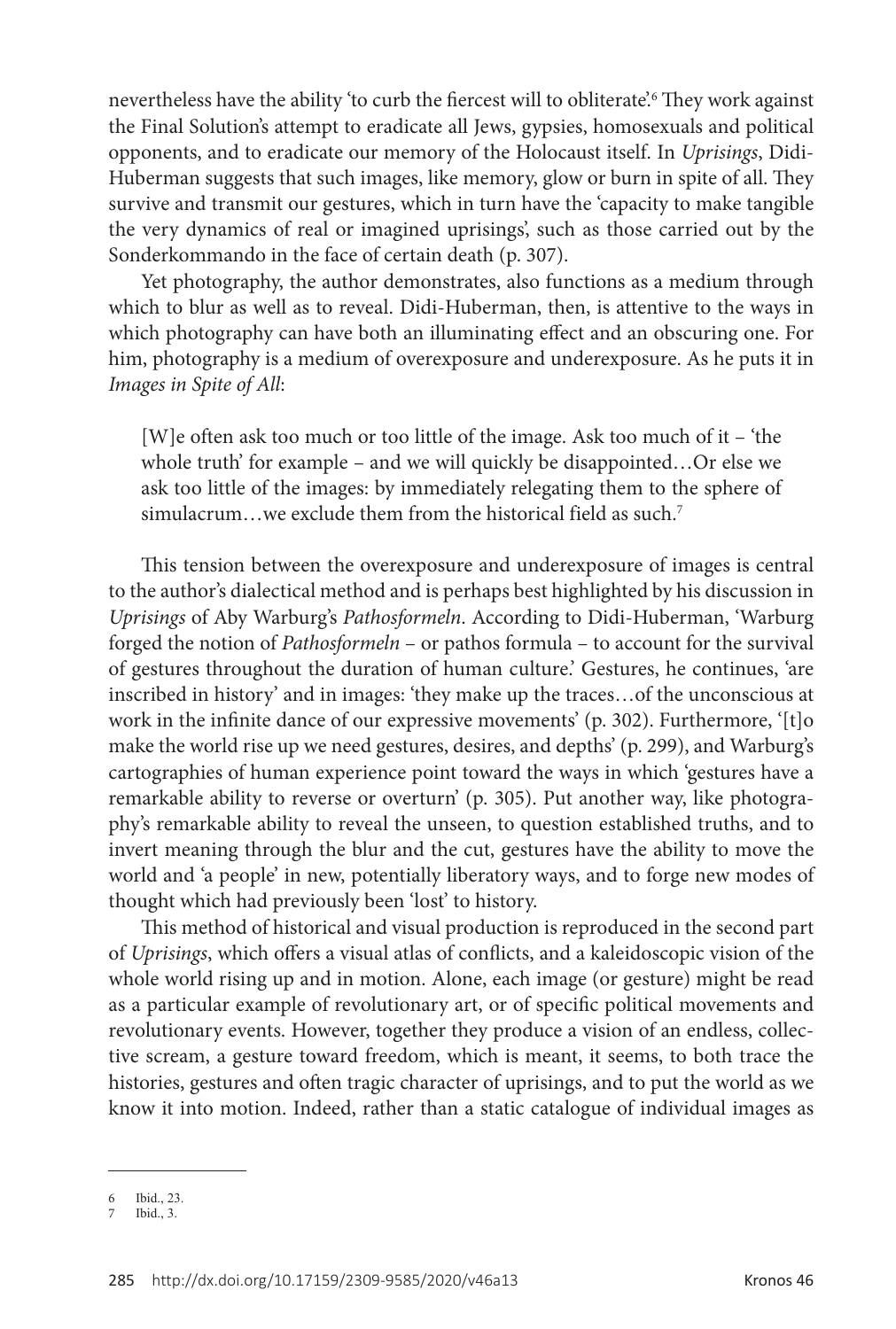nevertheless have the ability 'to curb the fiercest will to obliterate'.[6] They work against the Final Solution's attempt to eradicate all Jews, gypsies, homosexuals and political opponents, and to eradicate our memory of the Holocaust itself. In *Uprisings*, Didi-Huberman suggests that such images, like memory, glow or burn in spite of all. They survive and transmit our gestures, which in turn have the 'capacity to make tangible the very dynamics of real or imagined uprisings', such as those carried out by the Sonderkommando in the face of certain death (p. 307).

Yet photography, the author demonstrates, also functions as a medium through which to blur as well as to reveal. Didi-Huberman, then, is attentive to the ways in which photography can have both an illuminating effect and an obscuring one. For him, photography is a medium of overexposure and underexposure. As he puts it in *Images in Spite of All*:

> [W]e often ask too much or too little of the image. Ask too much of it – 'the whole truth' for example – and we will quickly be disappointed…Or else we ask too little of the images: by immediately relegating them to the sphere of simulacrum…we exclude them from the historical field as such.[7]

This tension between the overexposure and underexposure of images is central to the author's dialectical method and is perhaps best highlighted by his discussion in *Uprisings* of Aby Warburg's *Pathosformeln*. According to Didi-Huberman, 'Warburg forged the notion of *Pathosformeln* – or pathos formula – to account for the survival of gestures throughout the duration of human culture.' Gestures, he continues, 'are inscribed in history' and in images: 'they make up the traces…of the unconscious at work in the infinite dance of our expressive movements' (p. 302). Furthermore, '[t]o make the world rise up we need gestures, desires, and depths' (p. 299), and Warburg's cartographies of human experience point toward the ways in which 'gestures have a remarkable ability to reverse or overturn' (p. 305). Put another way, like photography's remarkable ability to reveal the unseen, to question established truths, and to invert meaning through the blur and the cut, gestures have the ability to move the world and 'a people' in new, potentially liberatory ways, and to forge new modes of thought which had previously been 'lost' to history.

This method of historical and visual production is reproduced in the second part of *Uprisings*, which offers a visual atlas of conflicts, and a kaleidoscopic vision of the whole world rising up and in motion. Alone, each image (or gesture) might be read as a particular example of revolutionary art, or of specific political movements and revolutionary events. However, together they produce a vision of an endless, collective scream, a gesture toward freedom, which is meant, it seems, to both trace the histories, gestures and often tragic character of uprisings, and to put the world as we know it into motion. Indeed, rather than a static catalogue of individual images as

---

6 Ibid., 23.

7 Ibid., 3.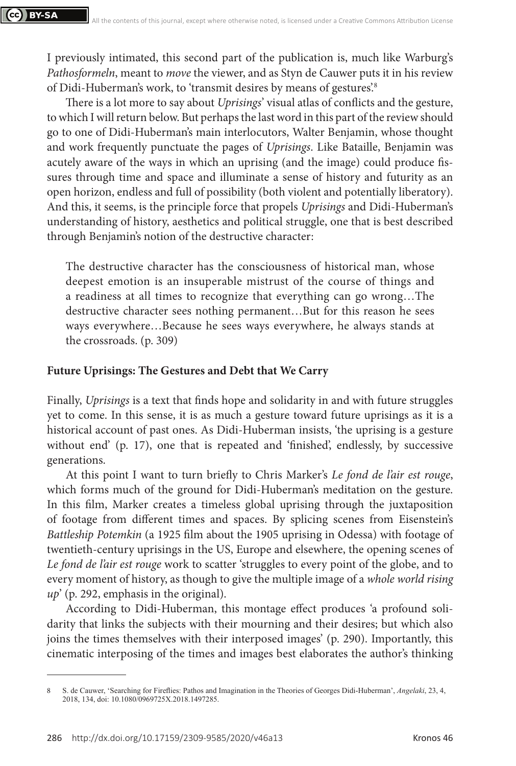I previously intimated, this second part of the publication is, much like Warburg's *Pathosformeln*, meant to *move* the viewer, and as Styn de Cauwer puts it in his review of Didi-Huberman's work, to 'transmit desires by means of gestures'.[8]

There is a lot more to say about *Uprisings*' visual atlas of conflicts and the gesture, to which I will return below. But perhaps the last word in this part of the review should go to one of Didi-Huberman's main interlocutors, Walter Benjamin, whose thought and work frequently punctuate the pages of *Uprisings*. Like Bataille, Benjamin was acutely aware of the ways in which an uprising (and the image) could produce fissures through time and space and illuminate a sense of history and futurity as an open horizon, endless and full of possibility (both violent and potentially liberatory). And this, it seems, is the principle force that propels *Uprisings* and Didi-Huberman's understanding of history, aesthetics and political struggle, one that is best described through Benjamin's notion of the destructive character:

> The destructive character has the consciousness of historical man, whose deepest emotion is an insuperable mistrust of the course of things and a readiness at all times to recognize that everything can go wrong…The destructive character sees nothing permanent…But for this reason he sees ways everywhere…Because he sees ways everywhere, he always stands at the crossroads. (p. 309)

**Future Uprisings: The Gestures and Debt that We Carry**

Finally, *Uprisings* is a text that finds hope and solidarity in and with future struggles yet to come. In this sense, it is as much a gesture toward future uprisings as it is a historical account of past ones. As Didi-Huberman insists, 'the uprising is a gesture without end' (p. 17), one that is repeated and 'finished', endlessly, by successive generations.

At this point I want to turn briefly to Chris Marker's *Le fond de l'air est rouge*, which forms much of the ground for Didi-Huberman's meditation on the gesture. In this film, Marker creates a timeless global uprising through the juxtaposition of footage from different times and spaces. By splicing scenes from Eisenstein's *Battleship Potemkin* (a 1925 film about the 1905 uprising in Odessa) with footage of twentieth-century uprisings in the US, Europe and elsewhere, the opening scenes of *Le fond de l'air est rouge* work to scatter 'struggles to every point of the globe, and to every moment of history, as though to give the multiple image of a *whole world rising up*' (p. 292, emphasis in the original).

According to Didi-Huberman, this montage effect produces 'a profound solidarity that links the subjects with their mourning and their desires; but which also joins the times themselves with their interposed images' (p. 290). Importantly, this cinematic interposing of the times and images best elaborates the author's thinking

---

8 S. de Cauwer, 'Searching for Fireflies: Pathos and Imagination in the Theories of Georges Didi-Huberman', *Angelaki*, 23, 4, 2018, 134, doi: 10.1080/0969725X.2018.1497285.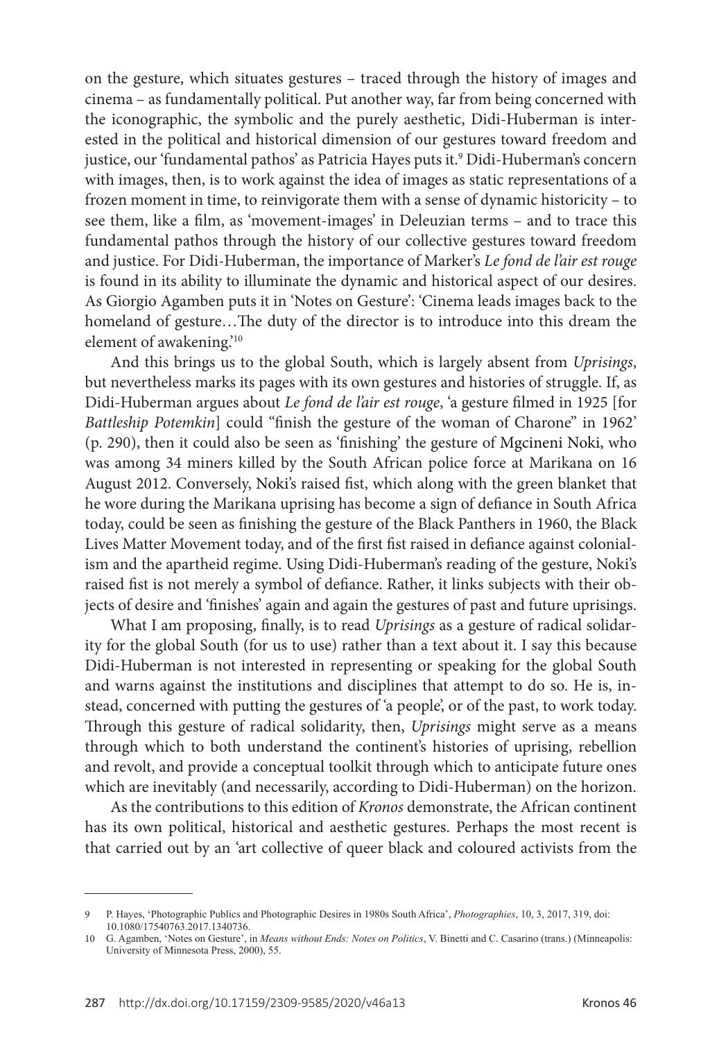on the gesture, which situates gestures – traced through the history of images and cinema – as fundamentally political. Put another way, far from being concerned with the iconographic, the symbolic and the purely aesthetic, Didi-Huberman is interested in the political and historical dimension of our gestures toward freedom and justice, our 'fundamental pathos' as Patricia Hayes puts it.[9] Didi-Huberman's concern with images, then, is to work against the idea of images as static representations of a frozen moment in time, to reinvigorate them with a sense of dynamic historicity – to see them, like a film, as 'movement-images' in Deleuzian terms – and to trace this fundamental pathos through the history of our collective gestures toward freedom and justice. For Didi-Huberman, the importance of Marker's *Le fond de l'air est rouge* is found in its ability to illuminate the dynamic and historical aspect of our desires. As Giorgio Agamben puts it in 'Notes on Gesture': 'Cinema leads images back to the homeland of gesture…The duty of the director is to introduce into this dream the element of awakening.'[10]

And this brings us to the global South, which is largely absent from *Uprisings*, but nevertheless marks its pages with its own gestures and histories of struggle. If, as Didi-Huberman argues about *Le fond de l'air est rouge*, 'a gesture filmed in 1925 [for *Battleship Potemkin*] could "finish the gesture of the woman of Charone" in 1962' (p. 290), then it could also be seen as 'finishing' the gesture of Mgcineni Noki, who was among 34 miners killed by the South African police force at Marikana on 16 August 2012. Conversely, Noki's raised fist, which along with the green blanket that he wore during the Marikana uprising has become a sign of defiance in South Africa today, could be seen as finishing the gesture of the Black Panthers in 1960, the Black Lives Matter Movement today, and of the first fist raised in defiance against colonialism and the apartheid regime. Using Didi-Huberman's reading of the gesture, Noki's raised fist is not merely a symbol of defiance. Rather, it links subjects with their objects of desire and 'finishes' again and again the gestures of past and future uprisings.

What I am proposing, finally, is to read *Uprisings* as a gesture of radical solidarity for the global South (for us to use) rather than a text about it. I say this because Didi-Huberman is not interested in representing or speaking for the global South and warns against the institutions and disciplines that attempt to do so. He is, instead, concerned with putting the gestures of 'a people', or of the past, to work today. Through this gesture of radical solidarity, then, *Uprisings* might serve as a means through which to both understand the continent's histories of uprising, rebellion and revolt, and provide a conceptual toolkit through which to anticipate future ones which are inevitably (and necessarily, according to Didi-Huberman) on the horizon.

As the contributions to this edition of *Kronos* demonstrate, the African continent has its own political, historical and aesthetic gestures. Perhaps the most recent is that carried out by an 'art collective of queer black and coloured activists from the

---

9 P. Hayes, 'Photographic Publics and Photographic Desires in 1980s South Africa', *Photographies*, 10, 3, 2017, 319, doi: 10.1080/17540763.2017.1340736.

10 G. Agamben, 'Notes on Gesture', in *Means without Ends: Notes on Politics*, V. Binetti and C. Casarino (trans.) (Minneapolis: University of Minnesota Press, 2000), 55.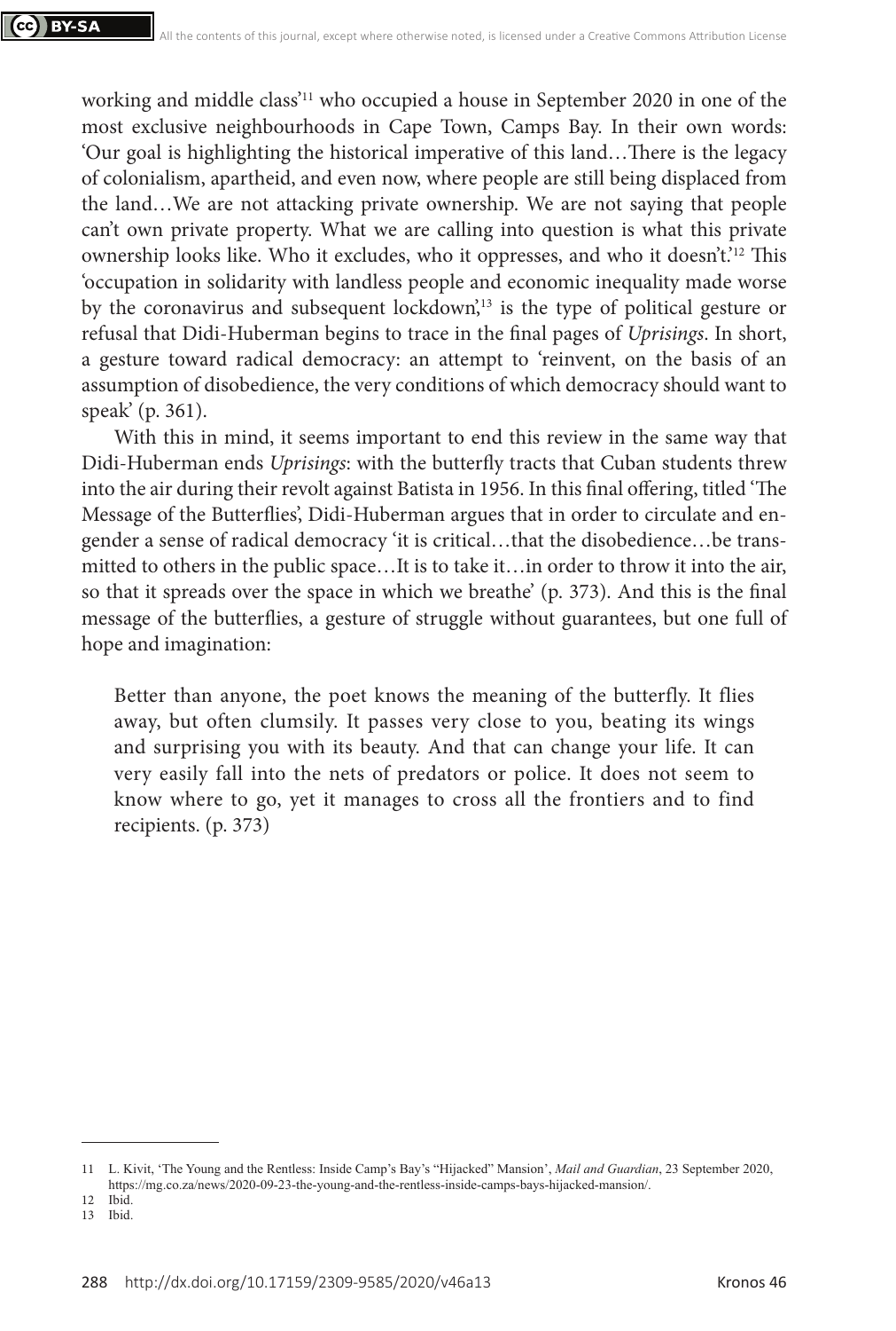working and middle class'[11] who occupied a house in September 2020 in one of the most exclusive neighbourhoods in Cape Town, Camps Bay. In their own words: 'Our goal is highlighting the historical imperative of this land…There is the legacy of colonialism, apartheid, and even now, where people are still being displaced from the land…We are not attacking private ownership. We are not saying that people can't own private property. What we are calling into question is what this private ownership looks like. Who it excludes, who it oppresses, and who it doesn't.'[12] This 'occupation in solidarity with landless people and economic inequality made worse by the coronavirus and subsequent lockdown',[13] is the type of political gesture or refusal that Didi-Huberman begins to trace in the final pages of *Uprisings*. In short, a gesture toward radical democracy: an attempt to 'reinvent, on the basis of an assumption of disobedience, the very conditions of which democracy should want to speak' (p. 361).

With this in mind, it seems important to end this review in the same way that Didi-Huberman ends *Uprisings*: with the butterfly tracts that Cuban students threw into the air during their revolt against Batista in 1956. In this final offering, titled 'The Message of the Butterflies', Didi-Huberman argues that in order to circulate and engender a sense of radical democracy 'it is critical…that the disobedience…be transmitted to others in the public space…It is to take it…in order to throw it into the air, so that it spreads over the space in which we breathe' (p. 373). And this is the final message of the butterflies, a gesture of struggle without guarantees, but one full of hope and imagination:

> Better than anyone, the poet knows the meaning of the butterfly. It flies away, but often clumsily. It passes very close to you, beating its wings and surprising you with its beauty. And that can change your life. It can very easily fall into the nets of predators or police. It does not seem to know where to go, yet it manages to cross all the frontiers and to find recipients. (p. 373)

---

11 L. Kivit, 'The Young and the Rentless: Inside Camp's Bay's "Hijacked" Mansion', *Mail and Guardian*, 23 September 2020, https://mg.co.za/news/2020-09-23-the-young-and-the-rentless-inside-camps-bays-hijacked-mansion/.

12 Ibid.

13 Ibid.